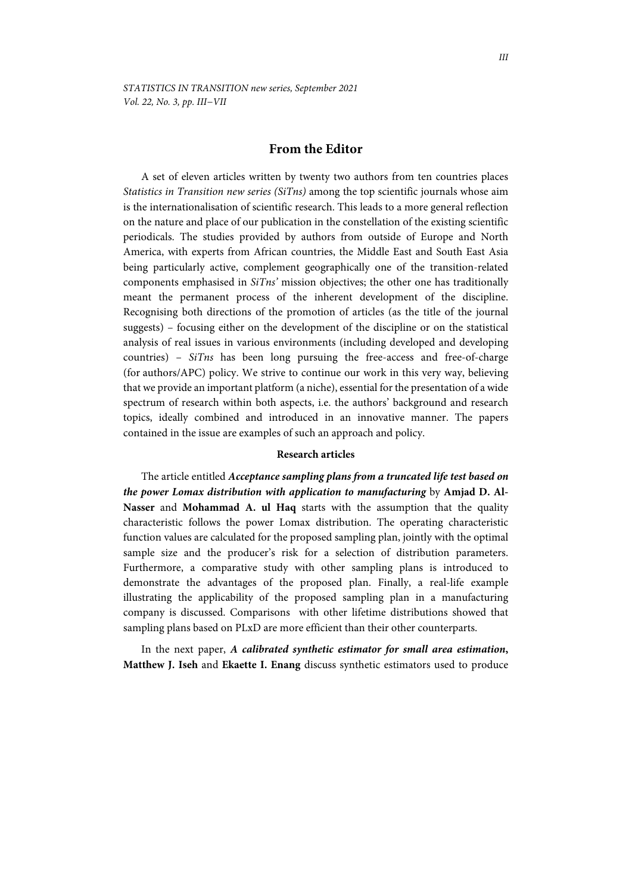# From the Editor

A set of eleven articles written by twenty two authors from ten countries places *Statistics in Transition new series (SiTns)* among the top scientific journals whose aim is the internationalisation of scientific research. This leads to a more general reflection on the nature and place of our publication in the constellation of the existing scientific periodicals. The studies provided by authors from outside of Europe and North America, with experts from African countries, the Middle East and South East Asia being particularly active, complement geographically one of the transition-related components emphasised in *SiTns'* mission objectives; the other one has traditionally meant the permanent process of the inherent development of the discipline. Recognising both directions of the promotion of articles (as the title of the journal suggests) – focusing either on the development of the discipline or on the statistical analysis of real issues in various environments (including developed and developing countries) – *SiTns* has been long pursuing the free-access and free-of-charge (for authors/APC) policy. We strive to continue our work in this very way, believing that we provide an important platform (a niche), essential for the presentation of a wide spectrum of research within both aspects, i.e. the authors' background and research topics, ideally combined and introduced in an innovative manner. The papers contained in the issue are examples of such an approach and policy.

### Research articles

The article entitled ***Acceptance sampling plans from a truncated life test based on the power Lomax distribution with application to manufacturing*** by **Amjad D. Al-Nasser** and **Mohammad A. ul Haq** starts with the assumption that the quality characteristic follows the power Lomax distribution. The operating characteristic function values are calculated for the proposed sampling plan, jointly with the optimal sample size and the producer's risk for a selection of distribution parameters. Furthermore, a comparative study with other sampling plans is introduced to demonstrate the advantages of the proposed plan. Finally, a real-life example illustrating the applicability of the proposed sampling plan in a manufacturing company is discussed. Comparisons with other lifetime distributions showed that sampling plans based on PLxD are more efficient than their other counterparts.

In the next paper, ***A calibrated synthetic estimator for small area estimation***, **Matthew J. Iseh** and **Ekaette I. Enang** discuss synthetic estimators used to produce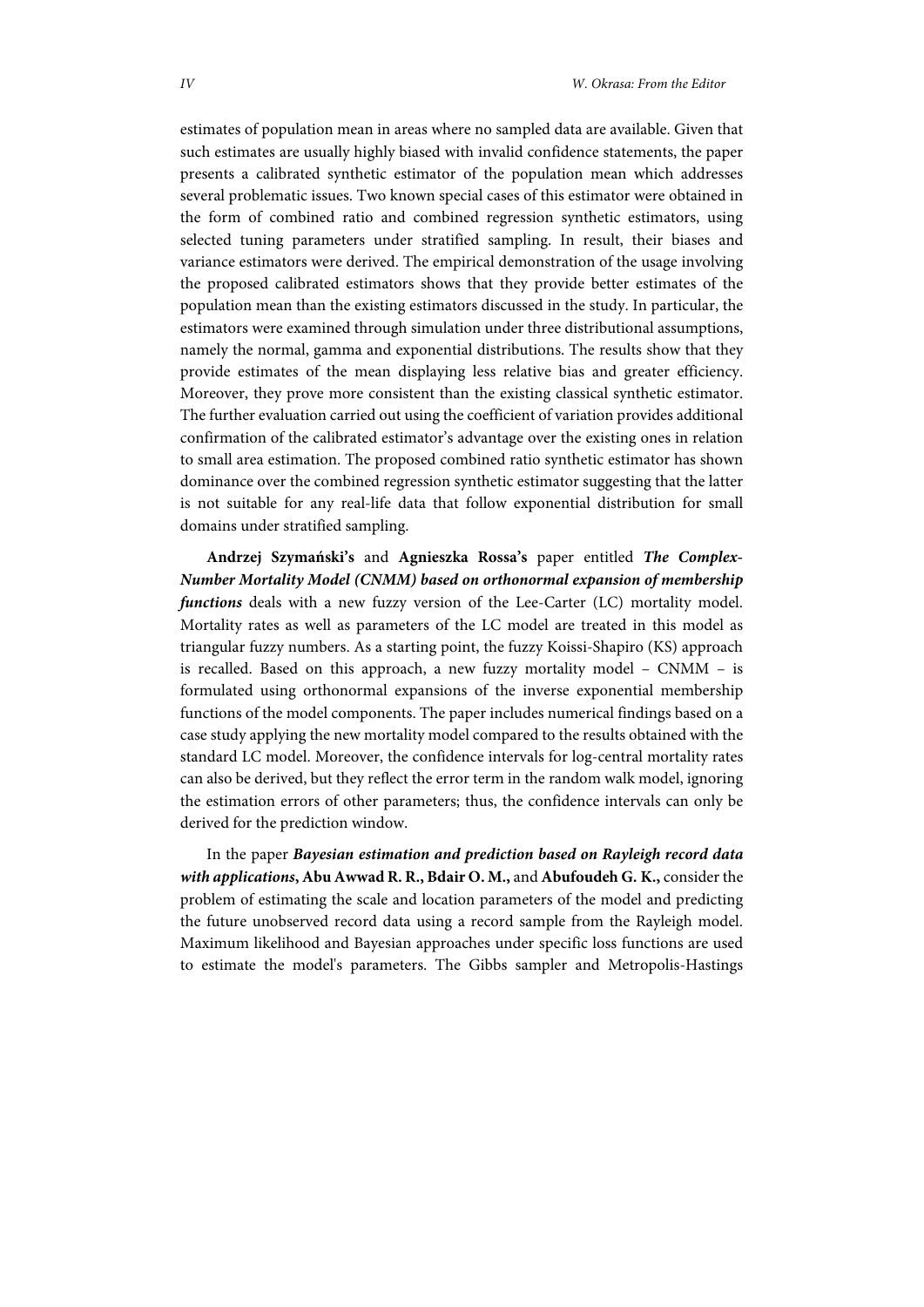estimates of population mean in areas where no sampled data are available. Given that such estimates are usually highly biased with invalid confidence statements, the paper presents a calibrated synthetic estimator of the population mean which addresses several problematic issues. Two known special cases of this estimator were obtained in the form of combined ratio and combined regression synthetic estimators, using selected tuning parameters under stratified sampling. In result, their biases and variance estimators were derived. The empirical demonstration of the usage involving the proposed calibrated estimators shows that they provide better estimates of the population mean than the existing estimators discussed in the study. In particular, the estimators were examined through simulation under three distributional assumptions, namely the normal, gamma and exponential distributions. The results show that they provide estimates of the mean displaying less relative bias and greater efficiency. Moreover, they prove more consistent than the existing classical synthetic estimator. The further evaluation carried out using the coefficient of variation provides additional confirmation of the calibrated estimator's advantage over the existing ones in relation to small area estimation. The proposed combined ratio synthetic estimator has shown dominance over the combined regression synthetic estimator suggesting that the latter is not suitable for any real-life data that follow exponential distribution for small domains under stratified sampling.

**Andrzej Szymański's** and **Agnieszka Rossa's** paper entitled ***The Complex-Number Mortality Model (CNMM) based on orthonormal expansion of membership functions*** deals with a new fuzzy version of the Lee-Carter (LC) mortality model. Mortality rates as well as parameters of the LC model are treated in this model as triangular fuzzy numbers. As a starting point, the fuzzy Koissi-Shapiro (KS) approach is recalled. Based on this approach, a new fuzzy mortality model – CNMM – is formulated using orthonormal expansions of the inverse exponential membership functions of the model components. The paper includes numerical findings based on a case study applying the new mortality model compared to the results obtained with the standard LC model. Moreover, the confidence intervals for log-central mortality rates can also be derived, but they reflect the error term in the random walk model, ignoring the estimation errors of other parameters; thus, the confidence intervals can only be derived for the prediction window.

In the paper ***Bayesian estimation and prediction based on Rayleigh record data with applications***, **Abu Awwad R. R., Bdair O. M.,** and **Abufoudeh G. K.,** consider the problem of estimating the scale and location parameters of the model and predicting the future unobserved record data using a record sample from the Rayleigh model. Maximum likelihood and Bayesian approaches under specific loss functions are used to estimate the model's parameters. The Gibbs sampler and Metropolis-Hastings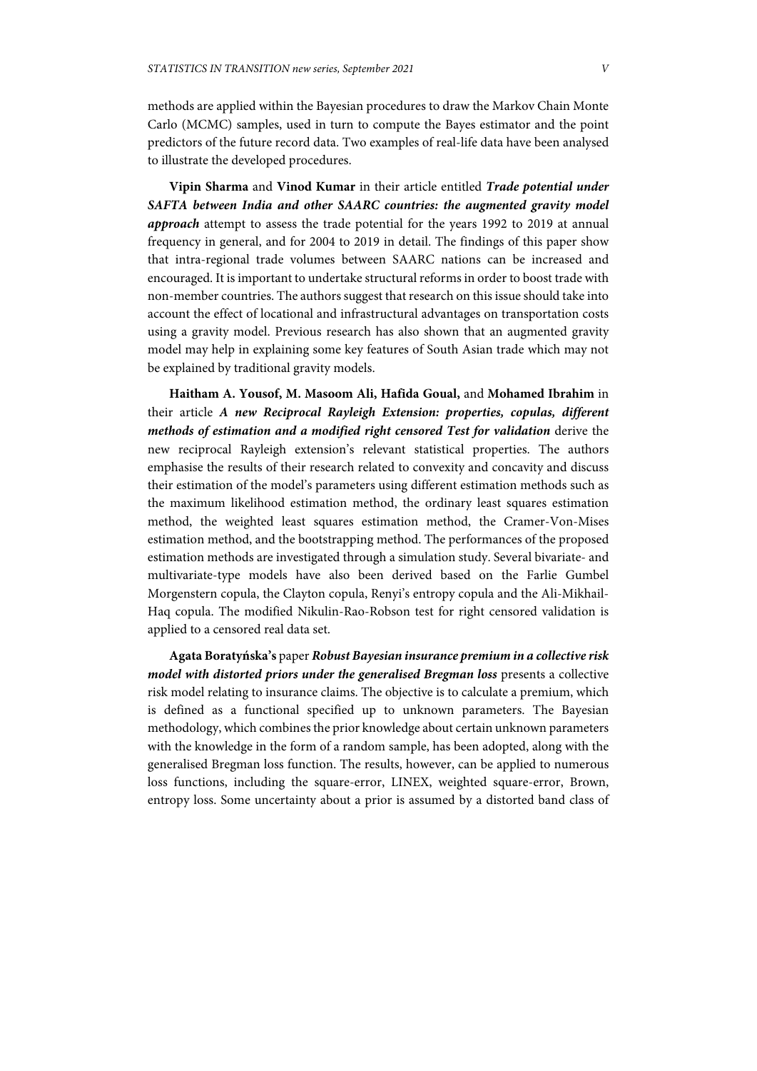methods are applied within the Bayesian procedures to draw the Markov Chain Monte Carlo (MCMC) samples, used in turn to compute the Bayes estimator and the point predictors of the future record data. Two examples of real-life data have been analysed to illustrate the developed procedures.

**Vipin Sharma** and **Vinod Kumar** in their article entitled ***Trade potential under SAFTA between India and other SAARC countries: the augmented gravity model approach*** attempt to assess the trade potential for the years 1992 to 2019 at annual frequency in general, and for 2004 to 2019 in detail. The findings of this paper show that intra-regional trade volumes between SAARC nations can be increased and encouraged. It is important to undertake structural reforms in order to boost trade with non-member countries. The authors suggest that research on this issue should take into account the effect of locational and infrastructural advantages on transportation costs using a gravity model. Previous research has also shown that an augmented gravity model may help in explaining some key features of South Asian trade which may not be explained by traditional gravity models.

**Haitham A. Yousof, M. Masoom Ali, Hafida Goual,** and **Mohamed Ibrahim** in their article ***A new Reciprocal Rayleigh Extension: properties, copulas, different methods of estimation and a modified right censored Test for validation*** derive the new reciprocal Rayleigh extension's relevant statistical properties. The authors emphasise the results of their research related to convexity and concavity and discuss their estimation of the model's parameters using different estimation methods such as the maximum likelihood estimation method, the ordinary least squares estimation method, the weighted least squares estimation method, the Cramer-Von-Mises estimation method, and the bootstrapping method. The performances of the proposed estimation methods are investigated through a simulation study. Several bivariate- and multivariate-type models have also been derived based on the Farlie Gumbel Morgenstern copula, the Clayton copula, Renyi's entropy copula and the Ali-Mikhail-Haq copula. The modified Nikulin-Rao-Robson test for right censored validation is applied to a censored real data set.

**Agata Boratyńska's** paper ***Robust Bayesian insurance premium in a collective risk model with distorted priors under the generalised Bregman loss*** presents a collective risk model relating to insurance claims. The objective is to calculate a premium, which is defined as a functional specified up to unknown parameters. The Bayesian methodology, which combines the prior knowledge about certain unknown parameters with the knowledge in the form of a random sample, has been adopted, along with the generalised Bregman loss function. The results, however, can be applied to numerous loss functions, including the square-error, LINEX, weighted square-error, Brown, entropy loss. Some uncertainty about a prior is assumed by a distorted band class of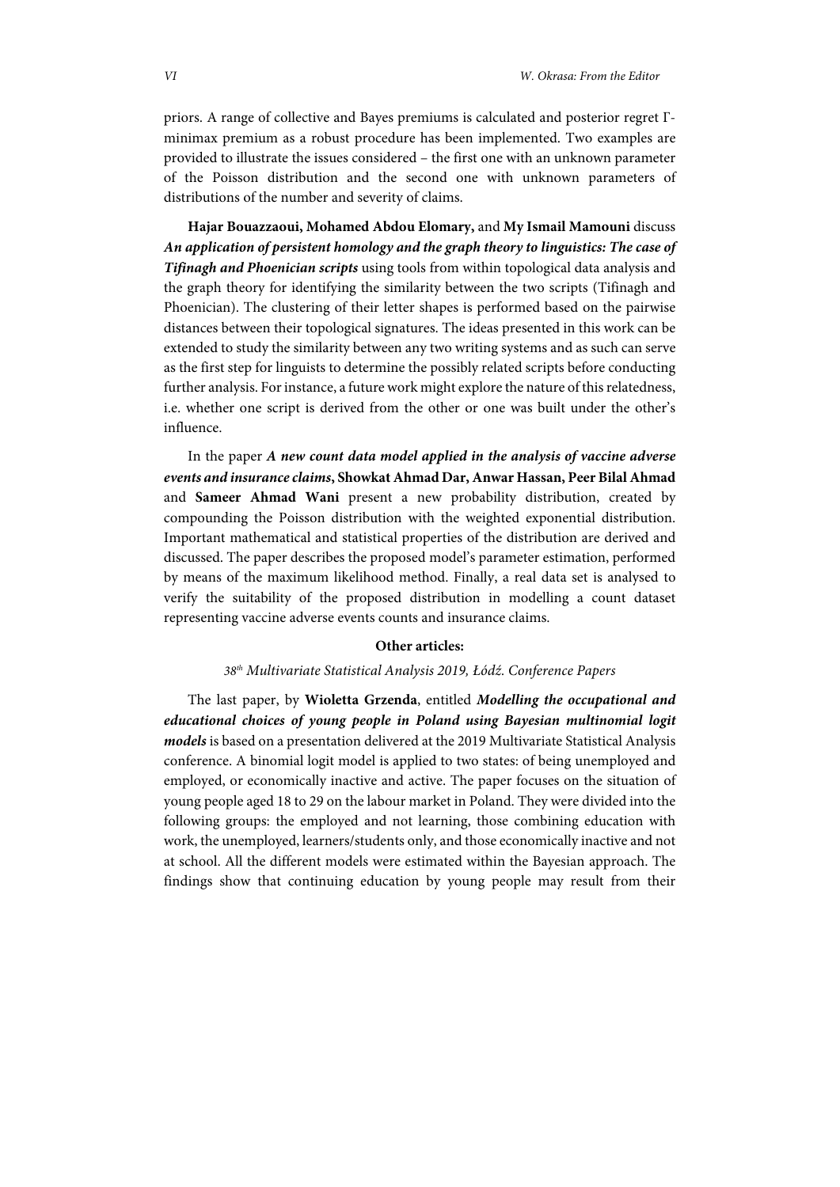priors. A range of collective and Bayes premiums is calculated and posterior regret Γ-minimax premium as a robust procedure has been implemented. Two examples are provided to illustrate the issues considered – the first one with an unknown parameter of the Poisson distribution and the second one with unknown parameters of distributions of the number and severity of claims.

**Hajar Bouazzaoui, Mohamed Abdou Elomary,** and **My Ismail Mamouni** discuss ***An application of persistent homology and the graph theory to linguistics: The case of Tifinagh and Phoenician scripts*** using tools from within topological data analysis and the graph theory for identifying the similarity between the two scripts (Tifinagh and Phoenician). The clustering of their letter shapes is performed based on the pairwise distances between their topological signatures. The ideas presented in this work can be extended to study the similarity between any two writing systems and as such can serve as the first step for linguists to determine the possibly related scripts before conducting further analysis. For instance, a future work might explore the nature of this relatedness, i.e. whether one script is derived from the other or one was built under the other's influence.

In the paper ***A new count data model applied in the analysis of vaccine adverse events and insurance claims*****, Showkat Ahmad Dar, Anwar Hassan, Peer Bilal Ahmad** and **Sameer Ahmad Wani** present a new probability distribution, created by compounding the Poisson distribution with the weighted exponential distribution. Important mathematical and statistical properties of the distribution are derived and discussed. The paper describes the proposed model's parameter estimation, performed by means of the maximum likelihood method. Finally, a real data set is analysed to verify the suitability of the proposed distribution in modelling a count dataset representing vaccine adverse events counts and insurance claims.

**Other articles:**

*38th Multivariate Statistical Analysis 2019, Łódź. Conference Papers*

The last paper, by **Wioletta Grzenda**, entitled ***Modelling the occupational and educational choices of young people in Poland using Bayesian multinomial logit models*** is based on a presentation delivered at the 2019 Multivariate Statistical Analysis conference. A binomial logit model is applied to two states: of being unemployed and employed, or economically inactive and active. The paper focuses on the situation of young people aged 18 to 29 on the labour market in Poland. They were divided into the following groups: the employed and not learning, those combining education with work, the unemployed, learners/students only, and those economically inactive and not at school. All the different models were estimated within the Bayesian approach. The findings show that continuing education by young people may result from their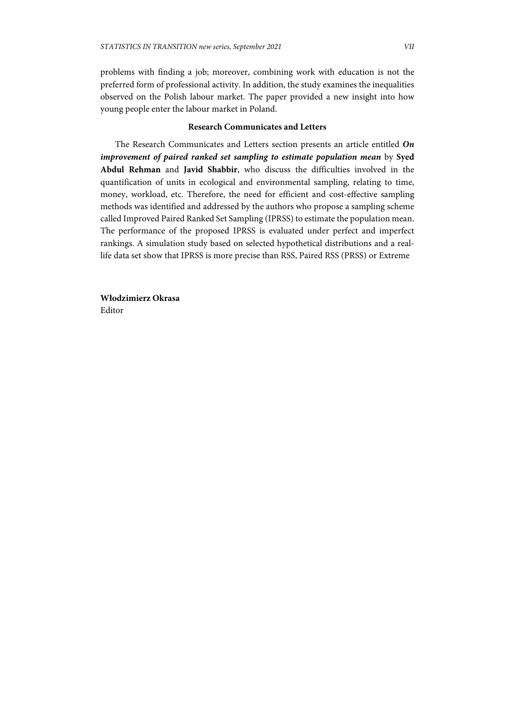problems with finding a job; moreover, combining work with education is not the preferred form of professional activity. In addition, the study examines the inequalities observed on the Polish labour market. The paper provided a new insight into how young people enter the labour market in Poland.

### Research Communicates and Letters

The Research Communicates and Letters section presents an article entitled ***On improvement of paired ranked set sampling to estimate population mean*** by **Syed Abdul Rehman** and **Javid Shabbir**, who discuss the difficulties involved in the quantification of units in ecological and environmental sampling, relating to time, money, workload, etc. Therefore, the need for efficient and cost-effective sampling methods was identified and addressed by the authors who propose a sampling scheme called Improved Paired Ranked Set Sampling (IPRSS) to estimate the population mean. The performance of the proposed IPRSS is evaluated under perfect and imperfect rankings. A simulation study based on selected hypothetical distributions and a real-life data set show that IPRSS is more precise than RSS, Paired RSS (PRSS) or Extreme

**Włodzimierz Okrasa**
Editor